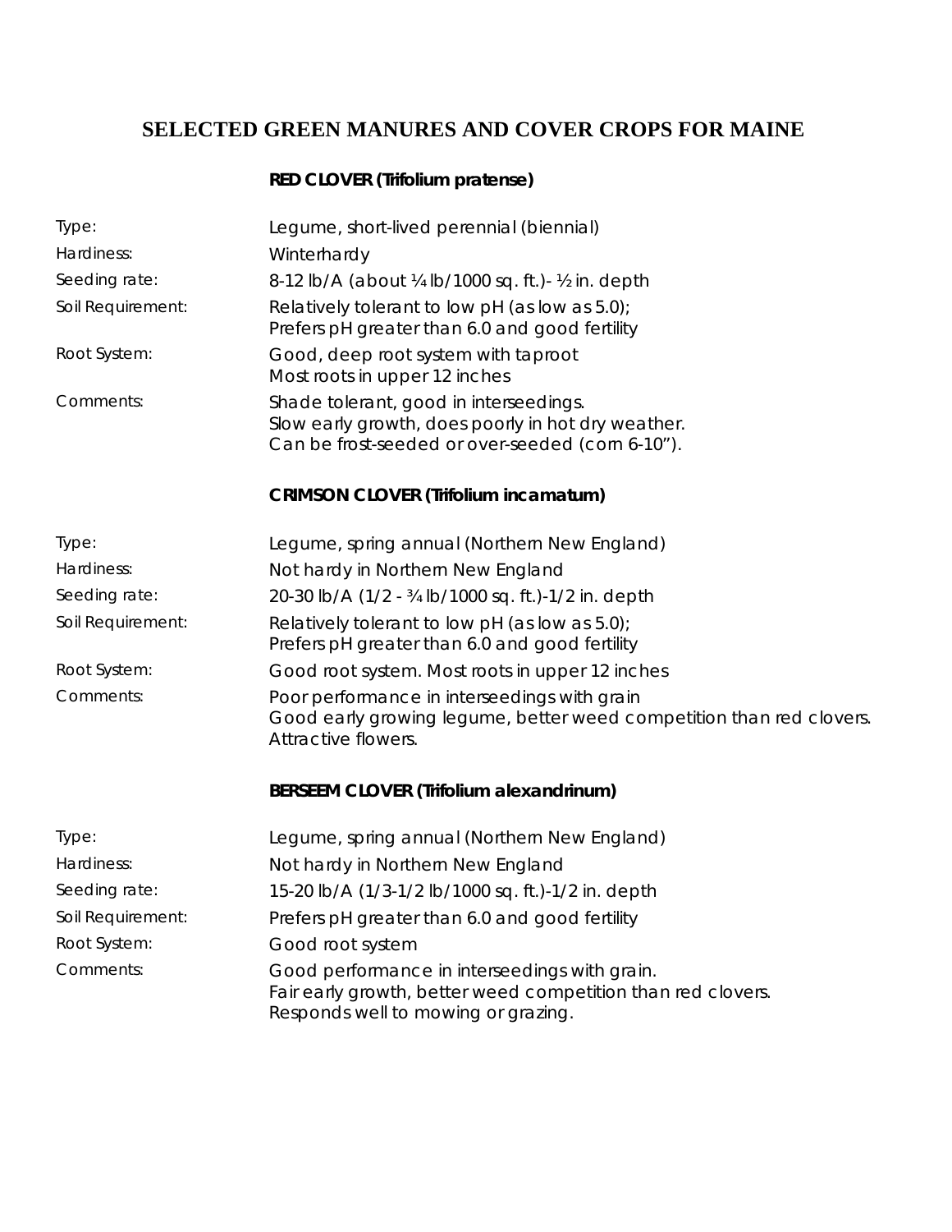# SELECTED GREEN MANURES AND COVER CROPS FOR MAINE

## RED CLOVER (Trifolium pratense)

| | |
|---|---|
| Type: | Legume, short-lived perennial (biennial) |
| Hardiness: | Winterhardy |
| Seeding rate: | 8-12 lb/A (about ¼ lb/1000 sq. ft.)- ½ in. depth |
| Soil Requirement: | Relatively tolerant to low pH (as low as 5.0); Prefers pH greater than 6.0 and good fertility |
| Root System: | Good, deep root system with taproot. Most roots in upper 12 inches |
| Comments: | Shade tolerant, good in interseedings. Slow early growth, does poorly in hot dry weather. Can be frost-seeded or over-seeded (corn 6-10"). |

## CRIMSON CLOVER (Trifolium incarnatum)

| | |
|---|---|
| Type: | Legume, spring annual (Northern New England) |
| Hardiness: | Not hardy in Northern New England |
| Seeding rate: | 20-30 lb/A (1/2 - ¾ lb/1000 sq. ft.)-1/2 in. depth |
| Soil Requirement: | Relatively tolerant to low pH (as low as 5.0); Prefers pH greater than 6.0 and good fertility |
| Root System: | Good root system. Most roots in upper 12 inches |
| Comments: | Poor performance in interseedings with grain. Good early growing legume, better weed competition than red clovers. Attractive flowers. |

## BERSEEM CLOVER (Trifolium alexandrinum)

| | |
|---|---|
| Type: | Legume, spring annual (Northern New England) |
| Hardiness: | Not hardy in Northern New England |
| Seeding rate: | 15-20 lb/A (1/3-1/2 lb/1000 sq. ft.)-1/2 in. depth |
| Soil Requirement: | Prefers pH greater than 6.0 and good fertility |
| Root System: | Good root system |
| Comments: | Good performance in interseedings with grain. Fair early growth, better weed competition than red clovers. Responds well to mowing or grazing. |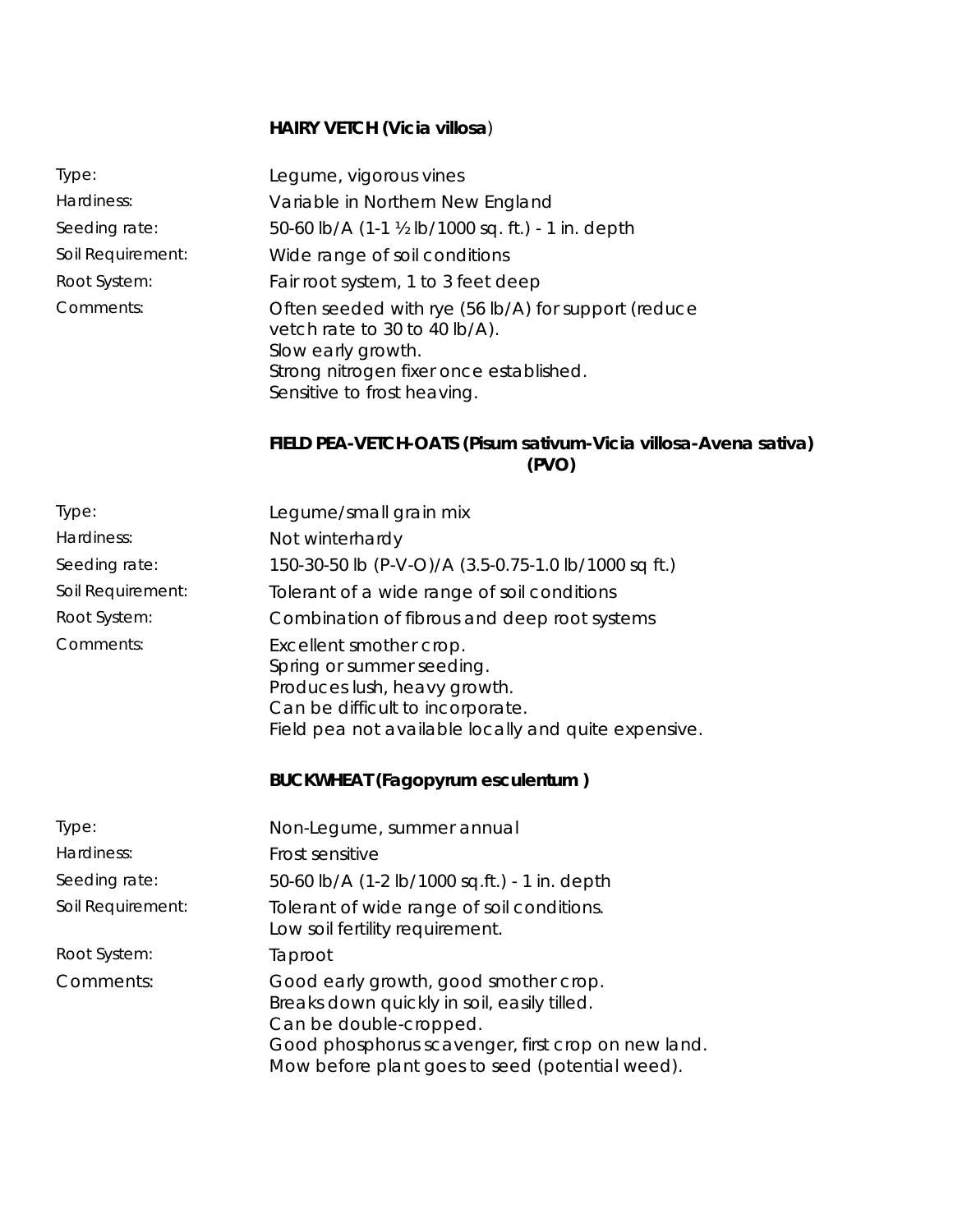### HAIRY VETCH (*Vicia villosa*)

| | |
|---|---|
| Type: | Legume, vigorous vines |
| Hardiness: | Variable in Northern New England |
| Seeding rate: | 50-60 lb/A (1-1 ½ lb/1000 sq. ft.) - 1 in. depth |
| Soil Requirement: | Wide range of soil conditions |
| Root System: | Fair root system, 1 to 3 feet deep |
| Comments: | Often seeded with rye (56 lb/A) for support (reduce vetch rate to 30 to 40 lb/A).<br>Slow early growth.<br>Strong nitrogen fixer once established.<br>Sensitive to frost heaving. |

### FIELD PEA-VETCH-OATS (*Pisum sativum-Vicia villosa-Avena sativa*) (PVO)

| | |
|---|---|
| Type: | Legume/small grain mix |
| Hardiness: | Not winterhardy |
| Seeding rate: | 150-30-50 lb (P-V-O)/A (3.5-0.75-1.0 lb/1000 sq ft.) |
| Soil Requirement: | Tolerant of a wide range of soil conditions |
| Root System: | Combination of fibrous and deep root systems |
| Comments: | Excellent smother crop.<br>Spring or summer seeding.<br>Produces lush, heavy growth.<br>Can be difficult to incorporate.<br>Field pea not available locally and quite expensive. |

### BUCKWHEAT (*Fagopyrum esculentum*)

| | |
|---|---|
| Type: | Non-Legume, summer annual |
| Hardiness: | Frost sensitive |
| Seeding rate: | 50-60 lb/A (1-2 lb/1000 sq.ft.) - 1 in. depth |
| Soil Requirement: | Tolerant of wide range of soil conditions.<br>Low soil fertility requirement. |
| Root System: | Taproot |
| Comments: | Good early growth, good smother crop.<br>Breaks down quickly in soil, easily tilled.<br>Can be double-cropped.<br>Good phosphorus scavenger, first crop on new land.<br>Mow before plant goes to seed (potential weed). |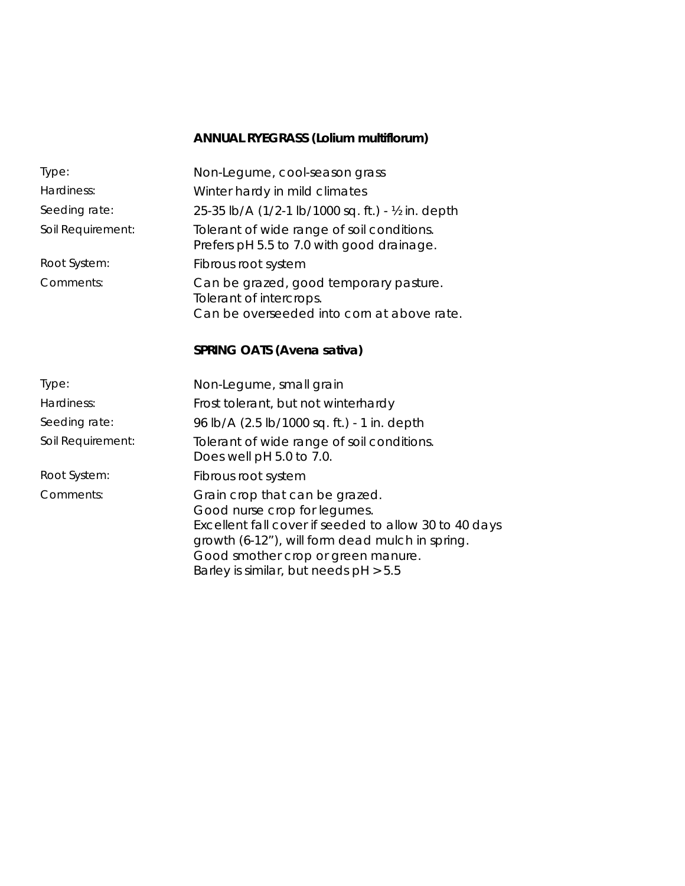## ANNUAL RYEGRASS (Lolium multiflorum)

| | |
|---|---|
| Type: | Non-Legume, cool-season grass |
| Hardiness: | Winter hardy in mild climates |
| Seeding rate: | 25-35 lb/A (1/2-1 lb/1000 sq. ft.) - ½ in. depth |
| Soil Requirement: | Tolerant of wide range of soil conditions. Prefers pH 5.5 to 7.0 with good drainage. |
| Root System: | Fibrous root system |
| Comments: | Can be grazed, good temporary pasture. Tolerant of intercrops. Can be overseeded into corn at above rate. |

## SPRING OATS (Avena sativa)

| | |
|---|---|
| Type: | Non-Legume, small grain |
| Hardiness: | Frost tolerant, but not winterhardy |
| Seeding rate: | 96 lb/A (2.5 lb/1000 sq. ft.) - 1 in. depth |
| Soil Requirement: | Tolerant of wide range of soil conditions. Does well pH 5.0 to 7.0. |
| Root System: | Fibrous root system |
| Comments: | Grain crop that can be grazed. Good nurse crop for legumes. Excellent fall cover if seeded to allow 30 to 40 days growth (6-12"), will form dead mulch in spring. Good smother crop or green manure. Barley is similar, but needs pH > 5.5 |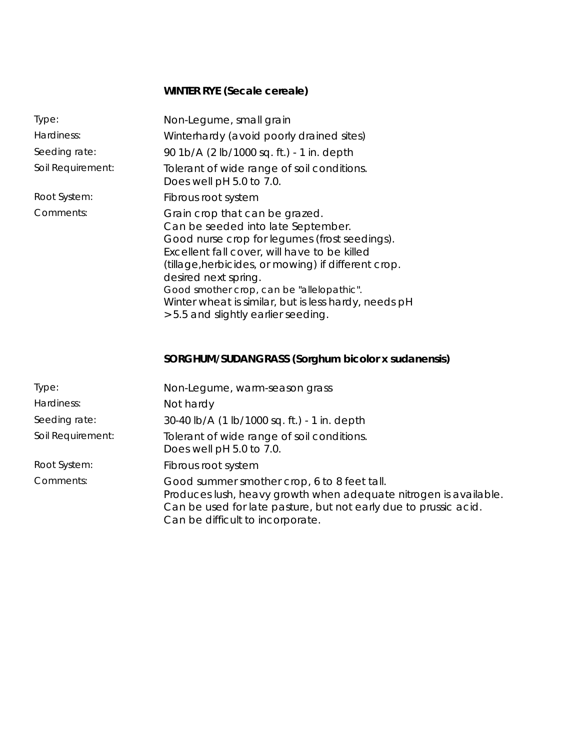**WINTER RYE (Secale cereale)**

| | |
|---|---|
| Type: | Non-Legume, small grain |
| Hardiness: | Winterhardy (avoid poorly drained sites) |
| Seeding rate: | 90 1b/A (2 lb/1000 sq. ft.) - 1 in. depth |
| Soil Requirement: | Tolerant of wide range of soil conditions. Does well pH 5.0 to 7.0. |
| Root System: | Fibrous root system |
| Comments: | Grain crop that can be grazed. Can be seeded into late September. Good nurse crop for legumes (frost seedings). Excellent fall cover, will have to be killed (tillage,herbicides, or mowing) if different crop. desired next spring. Good smother crop, can be "allelopathic". Winter wheat is similar, but is less hardy, needs pH > 5.5 and slightly earlier seeding. |

**SORGHUM/SUDANGRASS (Sorghum bicolor x sudanensis)**

| | |
|---|---|
| Type: | Non-Legume, warm-season grass |
| Hardiness: | Not hardy |
| Seeding rate: | 30-40 lb/A (1 lb/1000 sq. ft.) - 1 in. depth |
| Soil Requirement: | Tolerant of wide range of soil conditions. Does well pH 5.0 to 7.0. |
| Root System: | Fibrous root system |
| Comments: | Good summer smother crop, 6 to 8 feet tall. Produces lush, heavy growth when adequate nitrogen is available. Can be used for late pasture, but not early due to prussic acid. Can be difficult to incorporate. |